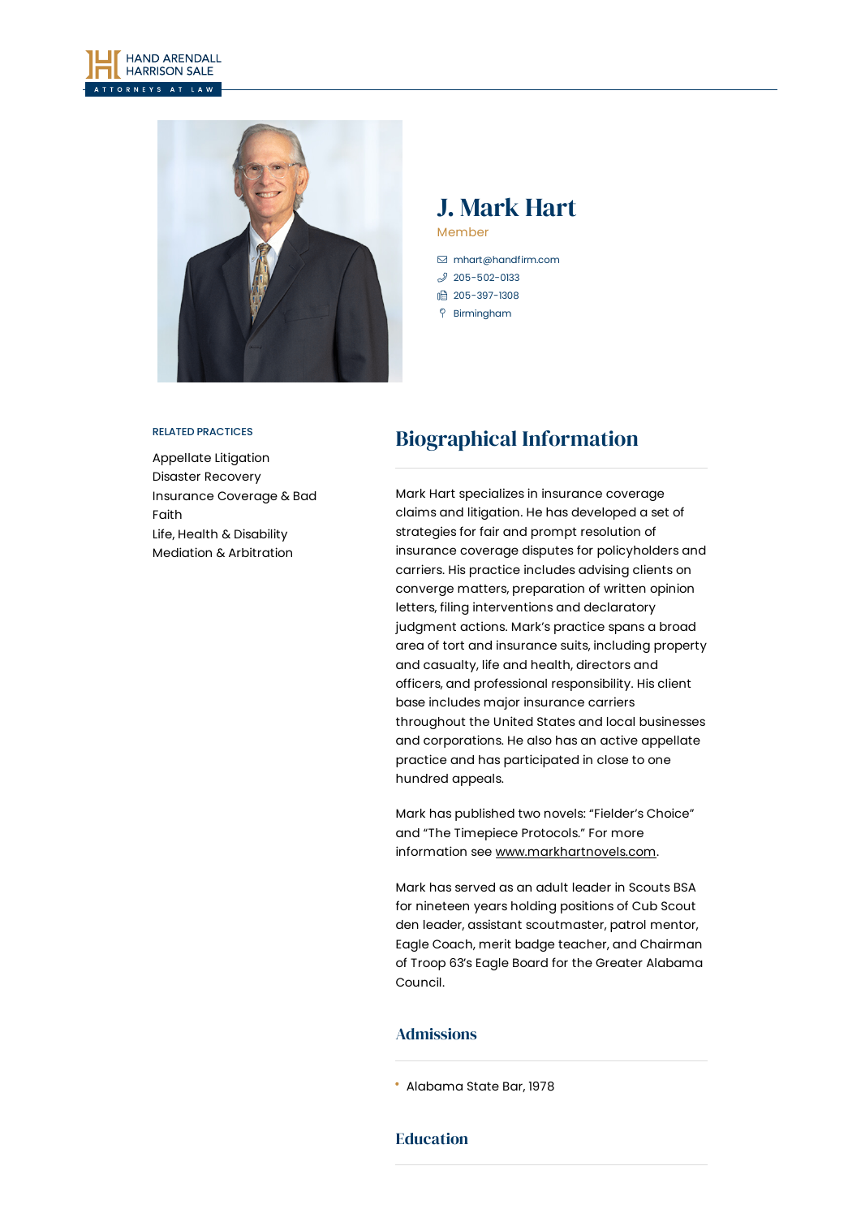# J. Mark Hart

Member

mhart@handfirm.com
205-502-0133
205-397-1308
Birmingham

RELATED PRACTICES

Appellate Litigation
Disaster Recovery
Insurance Coverage & Bad Faith
Life, Health & Disability
Mediation & Arbitration

## Biographical Information

Mark Hart specializes in insurance coverage claims and litigation. He has developed a set of strategies for fair and prompt resolution of insurance coverage disputes for policyholders and carriers. His practice includes advising clients on converge matters, preparation of written opinion letters, filing interventions and declaratory judgment actions. Mark's practice spans a broad area of tort and insurance suits, including property and casualty, life and health, directors and officers, and professional responsibility. His client base includes major insurance carriers throughout the United States and local businesses and corporations. He also has an active appellate practice and has participated in close to one hundred appeals.

Mark has published two novels: "Fielder's Choice" and "The Timepiece Protocols." For more information see www.markhartnovels.com.

Mark has served as an adult leader in Scouts BSA for nineteen years holding positions of Cub Scout den leader, assistant scoutmaster, patrol mentor, Eagle Coach, merit badge teacher, and Chairman of Troop 63's Eagle Board for the Greater Alabama Council.

### Admissions

- Alabama State Bar, 1978

### Education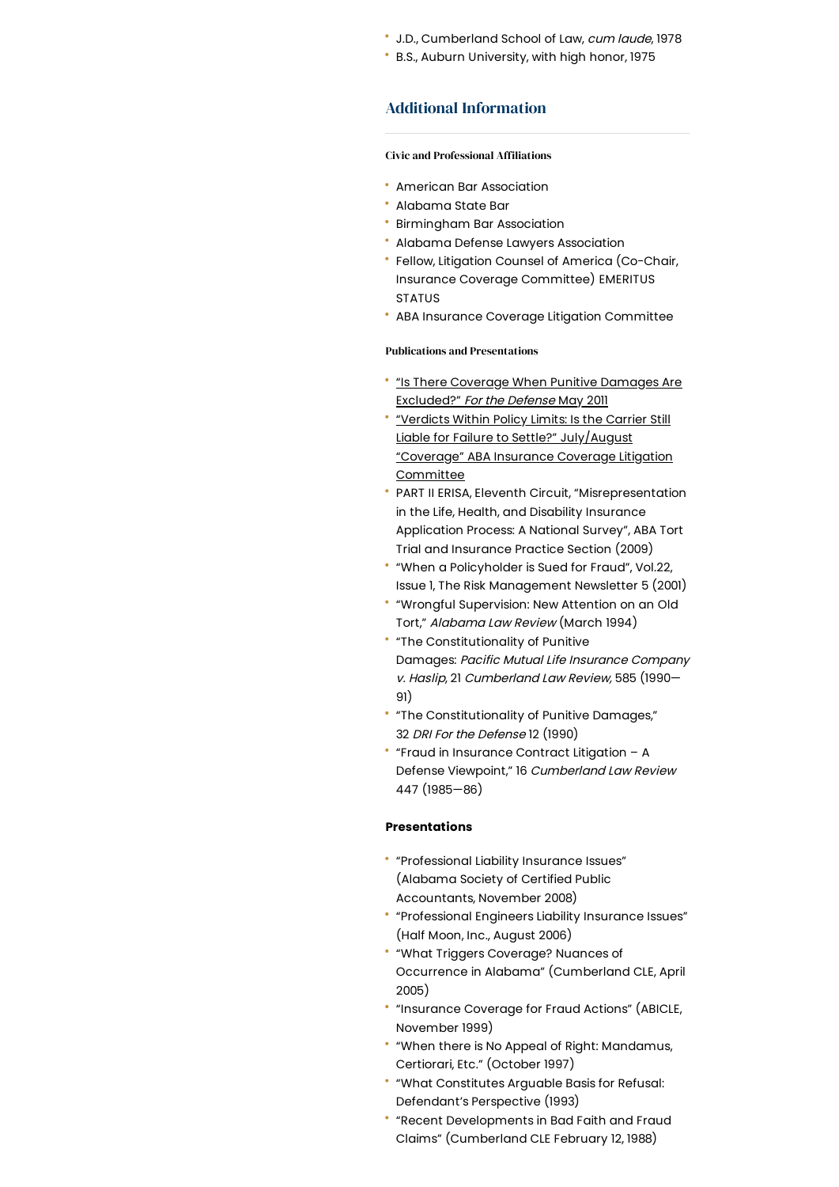- J.D., Cumberland School of Law, *cum laude*, 1978
- B.S., Auburn University, with high honor, 1975

## Additional Information

#### Civic and Professional Affiliations

- American Bar Association
- Alabama State Bar
- Birmingham Bar Association
- Alabama Defense Lawyers Association
- Fellow, Litigation Counsel of America (Co-Chair, Insurance Coverage Committee) EMERITUS STATUS
- ABA Insurance Coverage Litigation Committee

#### Publications and Presentations

- "Is There Coverage When Punitive Damages Are Excluded?" *For the Defense* May 2011
- "Verdicts Within Policy Limits: Is the Carrier Still Liable for Failure to Settle?" July/August "Coverage" ABA Insurance Coverage Litigation Committee
- PART II ERISA, Eleventh Circuit, "Misrepresentation in the Life, Health, and Disability Insurance Application Process: A National Survey", ABA Tort Trial and Insurance Practice Section (2009)
- "When a Policyholder is Sued for Fraud", Vol.22, Issue 1, The Risk Management Newsletter 5 (2001)
- "Wrongful Supervision: New Attention on an Old Tort," *Alabama Law Review* (March 1994)
- "The Constitutionality of Punitive Damages: *Pacific Mutual Life Insurance Company v. Haslip*, 21 *Cumberland Law Review,* 585 (1990—91)
- "The Constitutionality of Punitive Damages," 32 *DRI For the Defense* 12 (1990)
- "Fraud in Insurance Contract Litigation – A Defense Viewpoint," 16 *Cumberland Law Review* 447 (1985—86)

#### **Presentations**

- "Professional Liability Insurance Issues" (Alabama Society of Certified Public Accountants, November 2008)
- "Professional Engineers Liability Insurance Issues" (Half Moon, Inc., August 2006)
- "What Triggers Coverage? Nuances of Occurrence in Alabama" (Cumberland CLE, April 2005)
- "Insurance Coverage for Fraud Actions" (ABICLE, November 1999)
- "When there is No Appeal of Right: Mandamus, Certiorari, Etc." (October 1997)
- "What Constitutes Arguable Basis for Refusal: Defendant's Perspective (1993)
- "Recent Developments in Bad Faith and Fraud Claims" (Cumberland CLE February 12, 1988)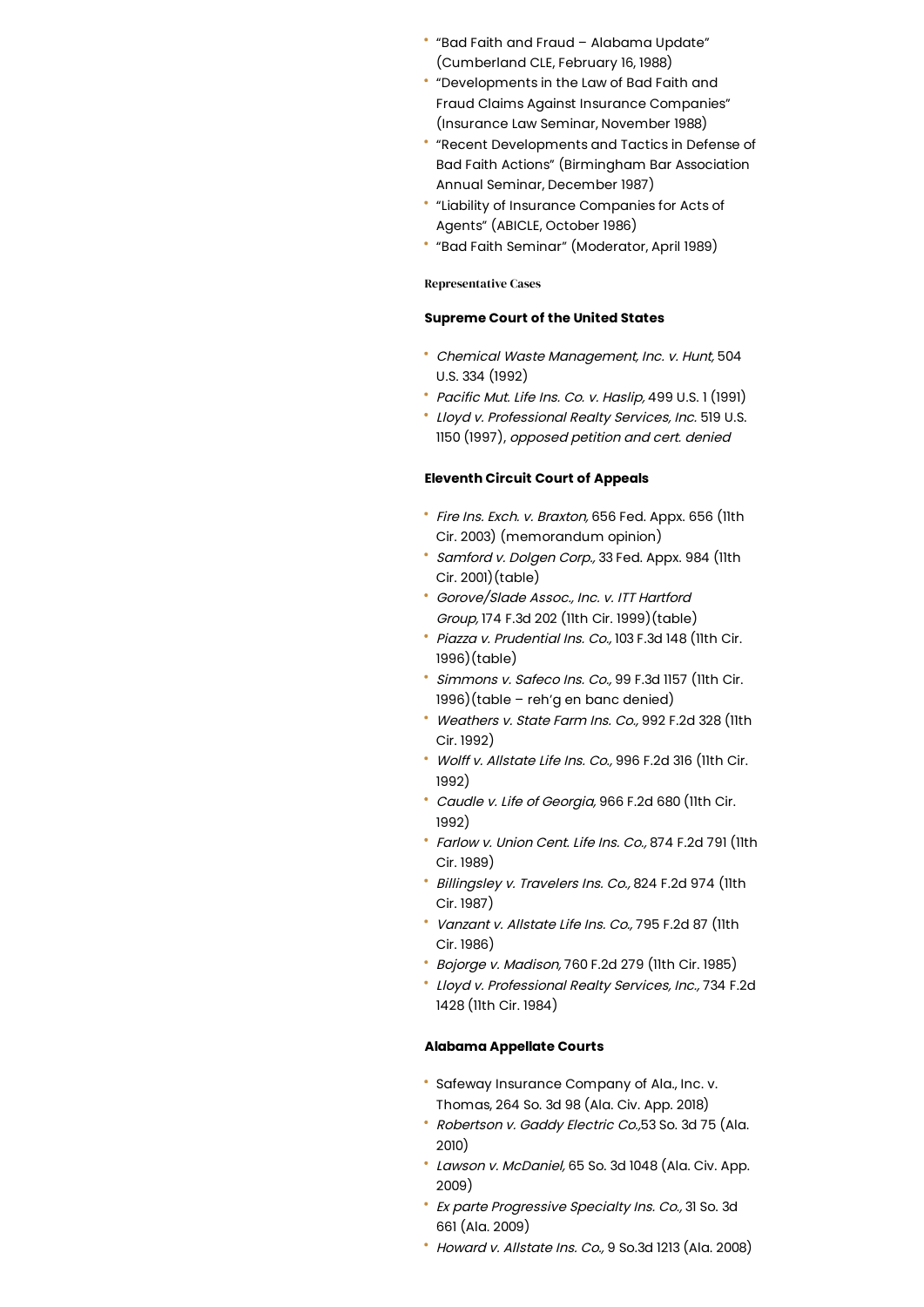- "Bad Faith and Fraud – Alabama Update" (Cumberland CLE, February 16, 1988)
- "Developments in the Law of Bad Faith and Fraud Claims Against Insurance Companies" (Insurance Law Seminar, November 1988)
- "Recent Developments and Tactics in Defense of Bad Faith Actions" (Birmingham Bar Association Annual Seminar, December 1987)
- "Liability of Insurance Companies for Acts of Agents" (ABICLE, October 1986)
- "Bad Faith Seminar" (Moderator, April 1989)

#### Representative Cases

**Supreme Court of the United States**

- *Chemical Waste Management, Inc. v. Hunt,* 504 U.S. 334 (1992)
- *Pacific Mut. Life Ins. Co. v. Haslip,* 499 U.S. 1 (1991)
- *Lloyd v. Professional Realty Services, Inc.* 519 U.S. 1150 (1997), *opposed petition and cert. denied*

**Eleventh Circuit Court of Appeals**

- *Fire Ins. Exch. v. Braxton,* 656 Fed. Appx. 656 (11th Cir. 2003) (memorandum opinion)
- *Samford v. Dolgen Corp.,* 33 Fed. Appx. 984 (11th Cir. 2001)(table)
- *Gorove/Slade Assoc., Inc. v. ITT Hartford Group,* 174 F.3d 202 (11th Cir. 1999)(table)
- *Piazza v. Prudential Ins. Co.,* 103 F.3d 148 (11th Cir. 1996)(table)
- *Simmons v. Safeco Ins. Co.,* 99 F.3d 1157 (11th Cir. 1996)(table – reh'g en banc denied)
- *Weathers v. State Farm Ins. Co.,* 992 F.2d 328 (11th Cir. 1992)
- *Wolff v. Allstate Life Ins. Co.,* 996 F.2d 316 (11th Cir. 1992)
- *Caudle v. Life of Georgia,* 966 F.2d 680 (11th Cir. 1992)
- *Farlow v. Union Cent. Life Ins. Co.,* 874 F.2d 791 (11th Cir. 1989)
- *Billingsley v. Travelers Ins. Co.,* 824 F.2d 974 (11th Cir. 1987)
- *Vanzant v. Allstate Life Ins. Co.,* 795 F.2d 87 (11th Cir. 1986)
- *Bojorge v. Madison,* 760 F.2d 279 (11th Cir. 1985)
- *Lloyd v. Professional Realty Services, Inc.,* 734 F.2d 1428 (11th Cir. 1984)

**Alabama Appellate Courts**

- Safeway Insurance Company of Ala., Inc. v. Thomas, 264 So. 3d 98 (Ala. Civ. App. 2018)
- *Robertson v. Gaddy Electric Co.,*53 So. 3d 75 (Ala. 2010)
- *Lawson v. McDaniel,* 65 So. 3d 1048 (Ala. Civ. App. 2009)
- *Ex parte Progressive Specialty Ins. Co.,* 31 So. 3d 661 (Ala. 2009)
- *Howard v. Allstate Ins. Co.,* 9 So.3d 1213 (Ala. 2008)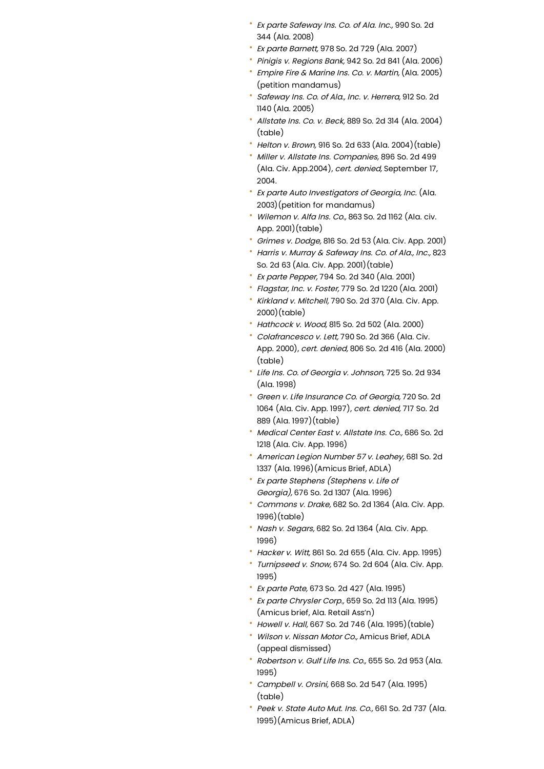- *Ex parte Safeway Ins. Co. of Ala. Inc.,* 990 So. 2d 344 (Ala. 2008)
- *Ex parte Barnett,* 978 So. 2d 729 (Ala. 2007)
- *Pinigis v. Regions Bank,* 942 So. 2d 841 (Ala. 2006)
- *Empire Fire & Marine Ins. Co. v. Martin,* (Ala. 2005) (petition mandamus)
- *Safeway Ins. Co. of Ala., Inc. v. Herrera,* 912 So. 2d 1140 (Ala. 2005)
- *Allstate Ins. Co. v. Beck,* 889 So. 2d 314 (Ala. 2004) (table)
- *Helton v. Brown,* 916 So. 2d 633 (Ala. 2004)(table)
- *Miller v. Allstate Ins. Companies,* 896 So. 2d 499 (Ala. Civ. App.2004), *cert. denied,* September 17, 2004.
- *Ex parte Auto Investigators of Georgia, Inc.* (Ala. 2003)(petition for mandamus)
- *Wilemon v. Alfa Ins. Co.,* 863 So. 2d 1162 (Ala. civ. App. 2001)(table)
- *Grimes v. Dodge,* 816 So. 2d 53 (Ala. Civ. App. 2001)
- *Harris v. Murray & Safeway Ins. Co. of Ala., Inc.,* 823 So. 2d 63 (Ala. Civ. App. 2001)(table)
- *Ex parte Pepper,* 794 So. 2d 340 (Ala. 2001)
- *Flagstar, Inc. v. Foster,* 779 So. 2d 1220 (Ala. 2001)
- *Kirkland v. Mitchell,* 790 So. 2d 370 (Ala. Civ. App. 2000)(table)
- *Hathcock v. Wood,* 815 So. 2d 502 (Ala. 2000)
- *Colafrancesco v. Lett,* 790 So. 2d 366 (Ala. Civ. App. 2000), *cert. denied,* 806 So. 2d 416 (Ala. 2000) (table)
- *Life Ins. Co. of Georgia v. Johnson,* 725 So. 2d 934 (Ala. 1998)
- *Green v. Life Insurance Co. of Georgia,* 720 So. 2d 1064 (Ala. Civ. App. 1997), *cert. denied,* 717 So. 2d 889 (Ala. 1997)(table)
- *Medical Center East v. Allstate Ins. Co.,* 686 So. 2d 1218 (Ala. Civ. App. 1996)
- *American Legion Number 57 v. Leahey,* 681 So. 2d 1337 (Ala. 1996)(Amicus Brief, ADLA)
- *Ex parte Stephens (Stephens v. Life of Georgia),* 676 So. 2d 1307 (Ala. 1996)
- *Commons v. Drake,* 682 So. 2d 1364 (Ala. Civ. App. 1996)(table)
- *Nash v. Segars,* 682 So. 2d 1364 (Ala. Civ. App. 1996)
- *Hacker v. Witt,* 861 So. 2d 655 (Ala. Civ. App. 1995)
- *Turnipseed v. Snow,* 674 So. 2d 604 (Ala. Civ. App. 1995)
- *Ex parte Pate,* 673 So. 2d 427 (Ala. 1995)
- *Ex parte Chrysler Corp.,* 659 So. 2d 113 (Ala. 1995) (Amicus brief, Ala. Retail Ass'n)
- *Howell v. Hall,* 667 So. 2d 746 (Ala. 1995)(table)
- *Wilson v. Nissan Motor Co.,* Amicus Brief, ADLA (appeal dismissed)
- *Robertson v. Gulf Life Ins. Co.,* 655 So. 2d 953 (Ala. 1995)
- *Campbell v. Orsini,* 668 So. 2d 547 (Ala. 1995) (table)
- *Peek v. State Auto Mut. Ins. Co.,* 661 So. 2d 737 (Ala. 1995)(Amicus Brief, ADLA)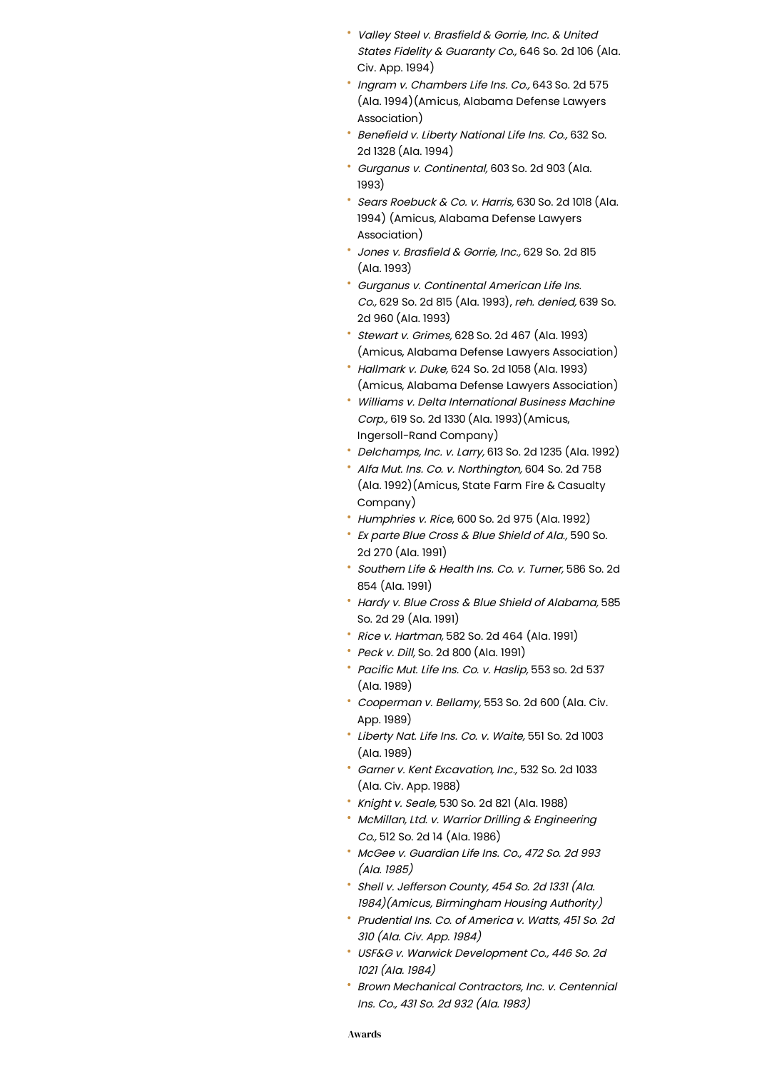- *Valley Steel v. Brasfield & Gorrie, Inc. & United States Fidelity & Guaranty Co.,* 646 So. 2d 106 (Ala. Civ. App. 1994)
- *Ingram v. Chambers Life Ins. Co.,* 643 So. 2d 575 (Ala. 1994)(Amicus, Alabama Defense Lawyers Association)
- *Benefield v. Liberty National Life Ins. Co.,* 632 So. 2d 1328 (Ala. 1994)
- *Gurganus v. Continental,* 603 So. 2d 903 (Ala. 1993)
- *Sears Roebuck & Co. v. Harris,* 630 So. 2d 1018 (Ala. 1994) (Amicus, Alabama Defense Lawyers Association)
- *Jones v. Brasfield & Gorrie, Inc.,* 629 So. 2d 815 (Ala. 1993)
- *Gurganus v. Continental American Life Ins. Co.,* 629 So. 2d 815 (Ala. 1993), *reh. denied,* 639 So. 2d 960 (Ala. 1993)
- *Stewart v. Grimes,* 628 So. 2d 467 (Ala. 1993) (Amicus, Alabama Defense Lawyers Association)
- *Hallmark v. Duke,* 624 So. 2d 1058 (Ala. 1993) (Amicus, Alabama Defense Lawyers Association)
- *Williams v. Delta International Business Machine Corp.,* 619 So. 2d 1330 (Ala. 1993)(Amicus, Ingersoll-Rand Company)
- *Delchamps, Inc. v. Larry,* 613 So. 2d 1235 (Ala. 1992)
- *Alfa Mut. Ins. Co. v. Northington,* 604 So. 2d 758 (Ala. 1992)(Amicus, State Farm Fire & Casualty Company)
- *Humphries v. Rice*, 600 So. 2d 975 (Ala. 1992)
- *Ex parte Blue Cross & Blue Shield of Ala.,* 590 So. 2d 270 (Ala. 1991)
- *Southern Life & Health Ins. Co. v. Turner,* 586 So. 2d 854 (Ala. 1991)
- *Hardy v. Blue Cross & Blue Shield of Alabama,* 585 So. 2d 29 (Ala. 1991)
- *Rice v. Hartman,* 582 So. 2d 464 (Ala. 1991)
- *Peck v. Dill,* So. 2d 800 (Ala. 1991)
- *Pacific Mut. Life Ins. Co. v. Haslip,* 553 so. 2d 537 (Ala. 1989)
- *Cooperman v. Bellamy,* 553 So. 2d 600 (Ala. Civ. App. 1989)
- *Liberty Nat. Life Ins. Co. v. Waite,* 551 So. 2d 1003 (Ala. 1989)
- *Garner v. Kent Excavation, Inc.,* 532 So. 2d 1033 (Ala. Civ. App. 1988)
- *Knight v. Seale,* 530 So. 2d 821 (Ala. 1988)
- *McMillan, Ltd. v. Warrior Drilling & Engineering Co.,* 512 So. 2d 14 (Ala. 1986)
- *McGee v. Guardian Life Ins. Co., 472 So. 2d 993 (Ala. 1985)*
- *Shell v. Jefferson County, 454 So. 2d 1331 (Ala. 1984)(Amicus, Birmingham Housing Authority)*
- *Prudential Ins. Co. of America v. Watts, 451 So. 2d 310 (Ala. Civ. App. 1984)*
- *USF&G v. Warwick Development Co., 446 So. 2d 1021 (Ala. 1984)*
- *Brown Mechanical Contractors, Inc. v. Centennial Ins. Co., 431 So. 2d 932 (Ala. 1983)*

**Awards**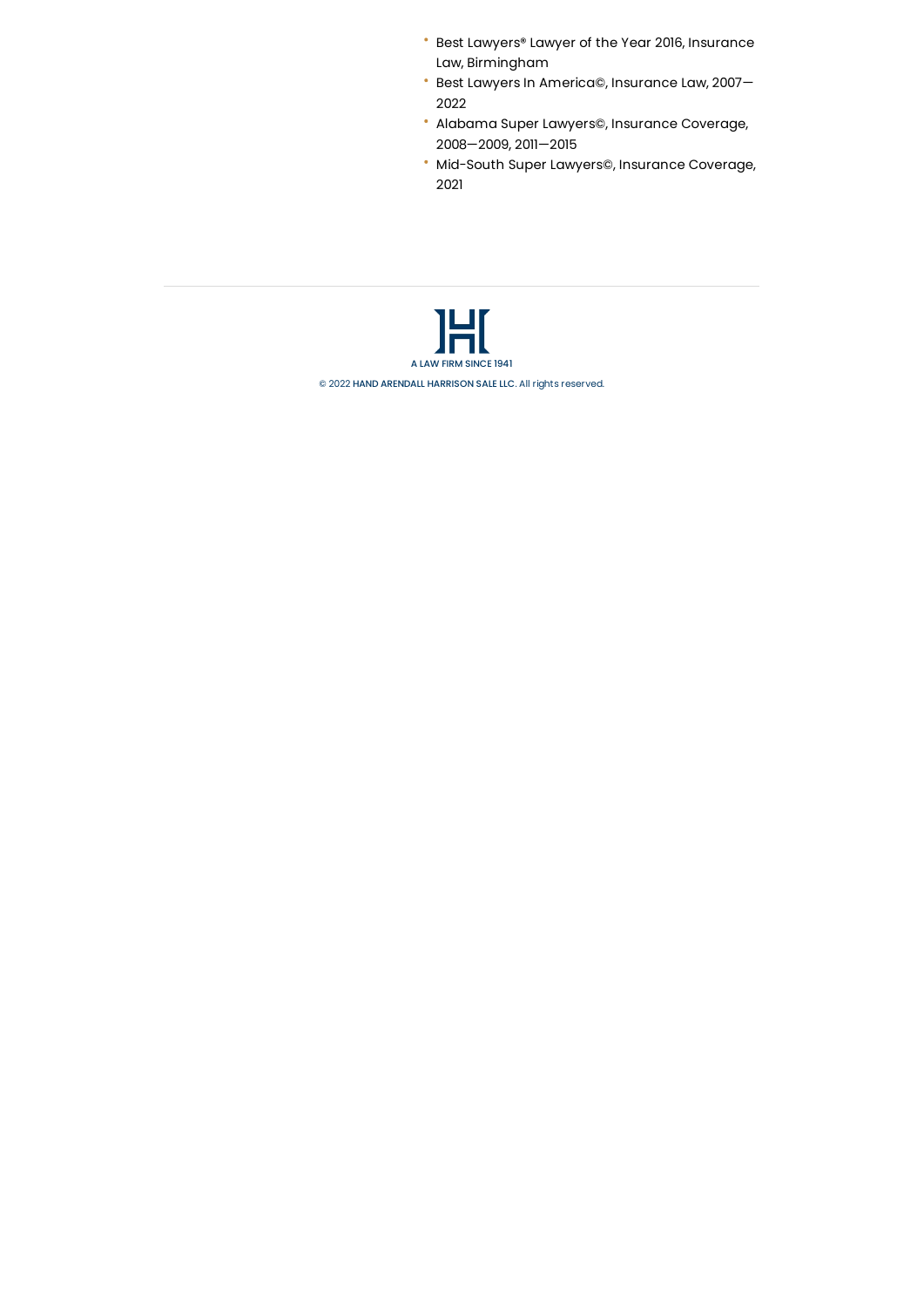- Best Lawyers® Lawyer of the Year 2016, Insurance Law, Birmingham
- Best Lawyers In America©, Insurance Law, 2007—2022
- Alabama Super Lawyers©, Insurance Coverage, 2008—2009, 2011—2015
- Mid-South Super Lawyers©, Insurance Coverage, 2021

---

A LAW FIRM SINCE 1941

© 2022 HAND ARENDALL HARRISON SALE LLC. All rights reserved.